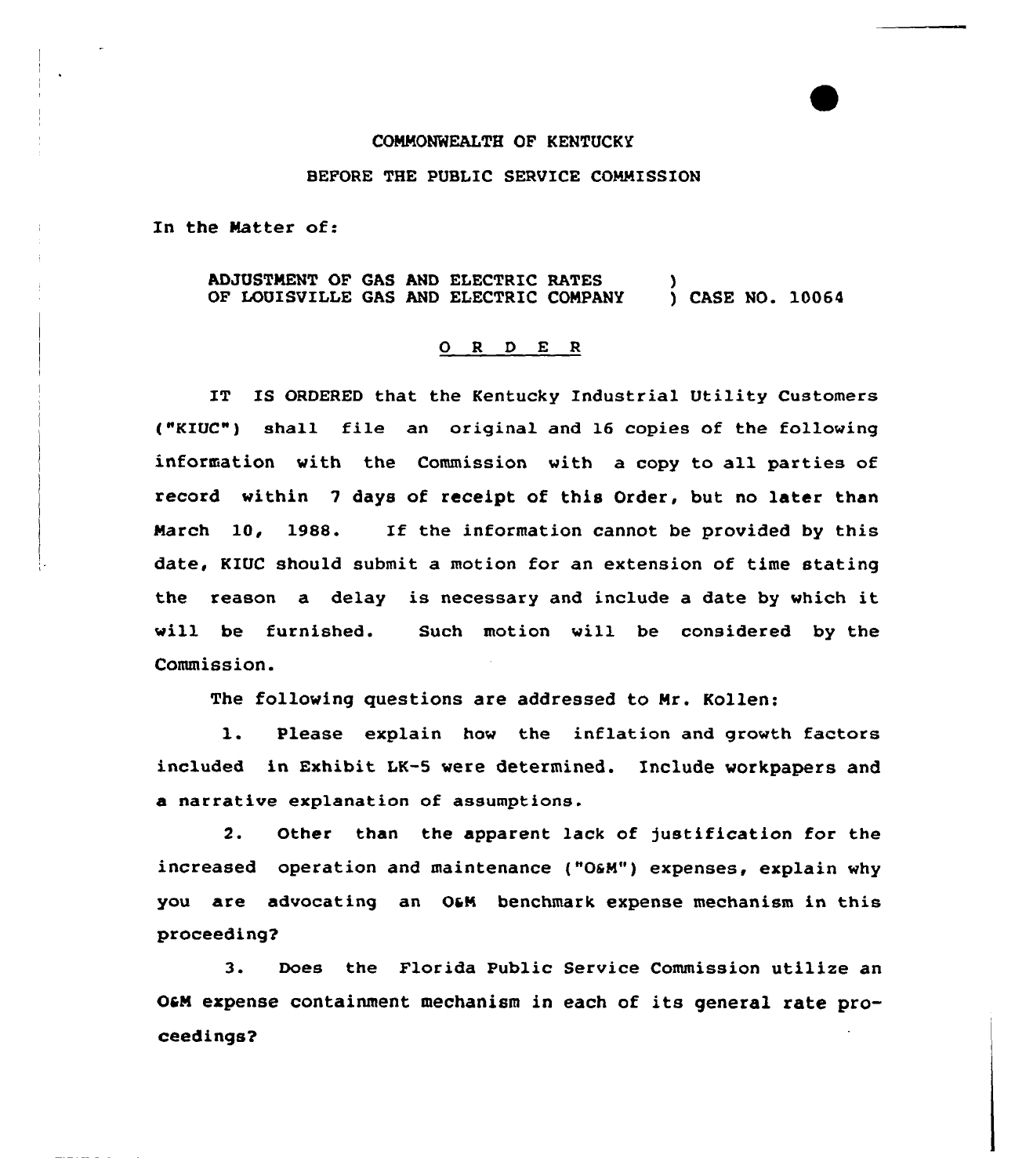COMMONWEALTH OF KENTUCKY

BEFORE THE PUBLIC SERVICE COMMISSION

In the Matter of:

ADJUSTMENT OF GAS AND ELECTRIC RATES OF LOUISVILLE GAS AND ELECTRIC COMPANY ) CASE NO. 10064

O R D E R

IT IS ORDERED that the Kentucky Industrial Utility Customers ("KIUC") shall file an original and 16 copies of the following information with the Commission with a copy to all parties of record within 7 days of receipt of this Order, but no later than March 10, 1988. If the information cannot be provided by this date, KIUC should submit a motion for an extension of time stating the reason a delay is necessary and include a date by which it will be furnished. Such motion will be considered by the Commission.

The following questions are addressed to Mr. Kollen:

1. Please explain how the inflation and growth factors included in Exhibit LK-5 were determined. Include workpapers and a narrative explanation of assumptions.

2. Other than the apparent lack of justification for the increased operation and maintenance ("O&M") expenses, explain why you are advocating an O&M benchmark expense mechanism in this proceeding?

3. Does the Florida Public Service Commission utilize an O&M expense containment mechanism in each of its general rate proceedings?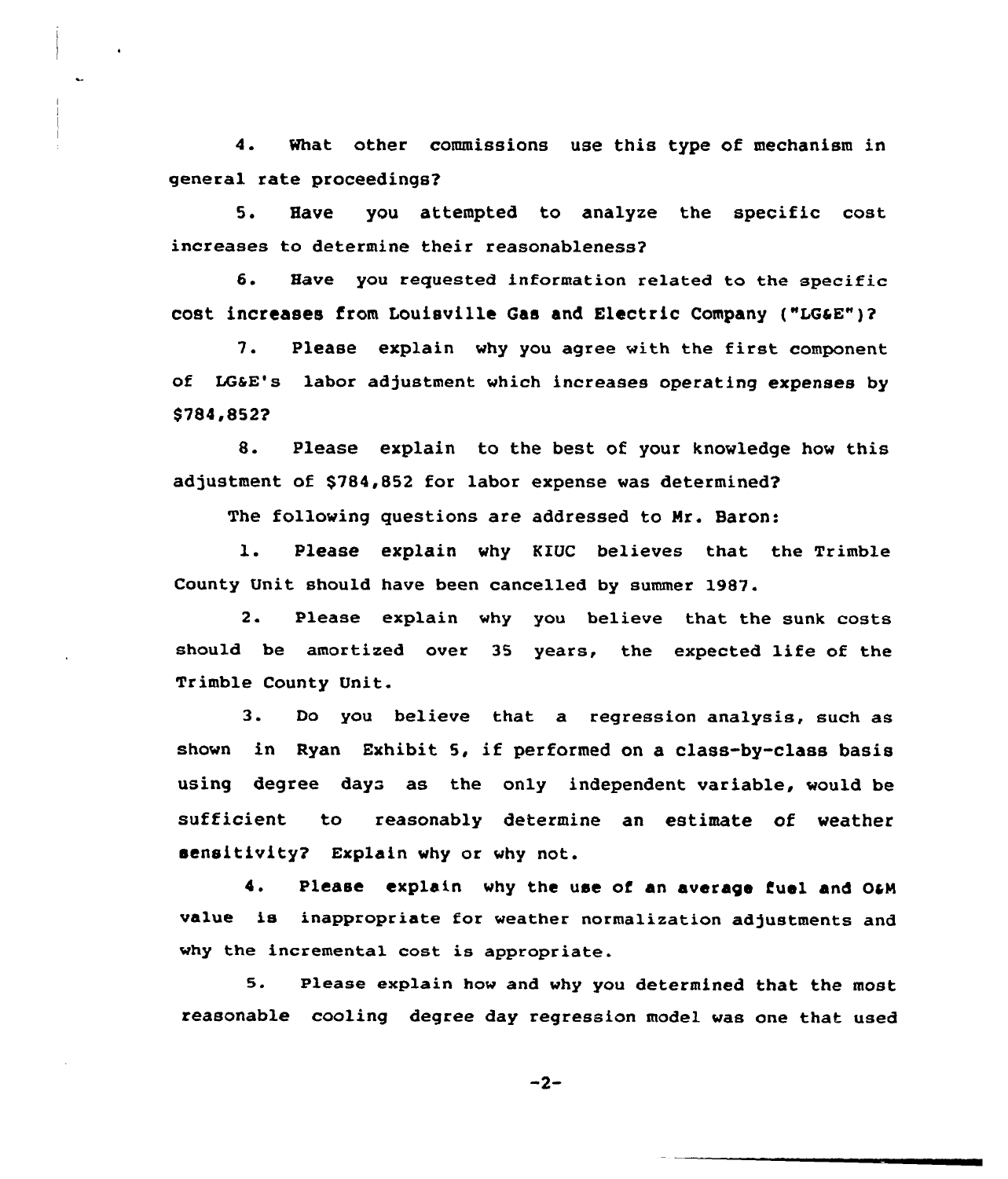4. What other commissions use this type of mechanism in general rate proceedings?

5. Have you attempted to analyze the specific cost increases to determine their reasonableness?

6. Have you requested information related to the specific cost increases from Louisville Gas and Electric Company ("LG&E")?

7. Please explain why you agree with the first component of LG&E's labor adjustment which increases operating expenses by $784,852?

8. Please explain to the best of your knowledge how this adjustment of $784,852 for labor expense was determined?

The following questions are addressed to Mr. Baron:

1. Please explain why KIUC believes that the Trimble County Unit should have been cancelled by summer 1987.

2. Please explain why you believe that the sunk costs should be amortized over 35 years, the expected life of the Trimble County Unit.

3. Do you believe that a regression analysis, such as shown in Ryan Exhibit 5, if performed on a class-by-class basis using degree days as the only independent variable, would be sufficient to reasonably determine an estimate of weather sensitivity? Explain why or why not.

4. Please explain why the use of an average fuel and O&M value is inappropriate for weather normalization adjustments and why the incremental cost is appropriate.

5. Please explain how and why you determined that the most reasonable cooling degree day regression model was one that used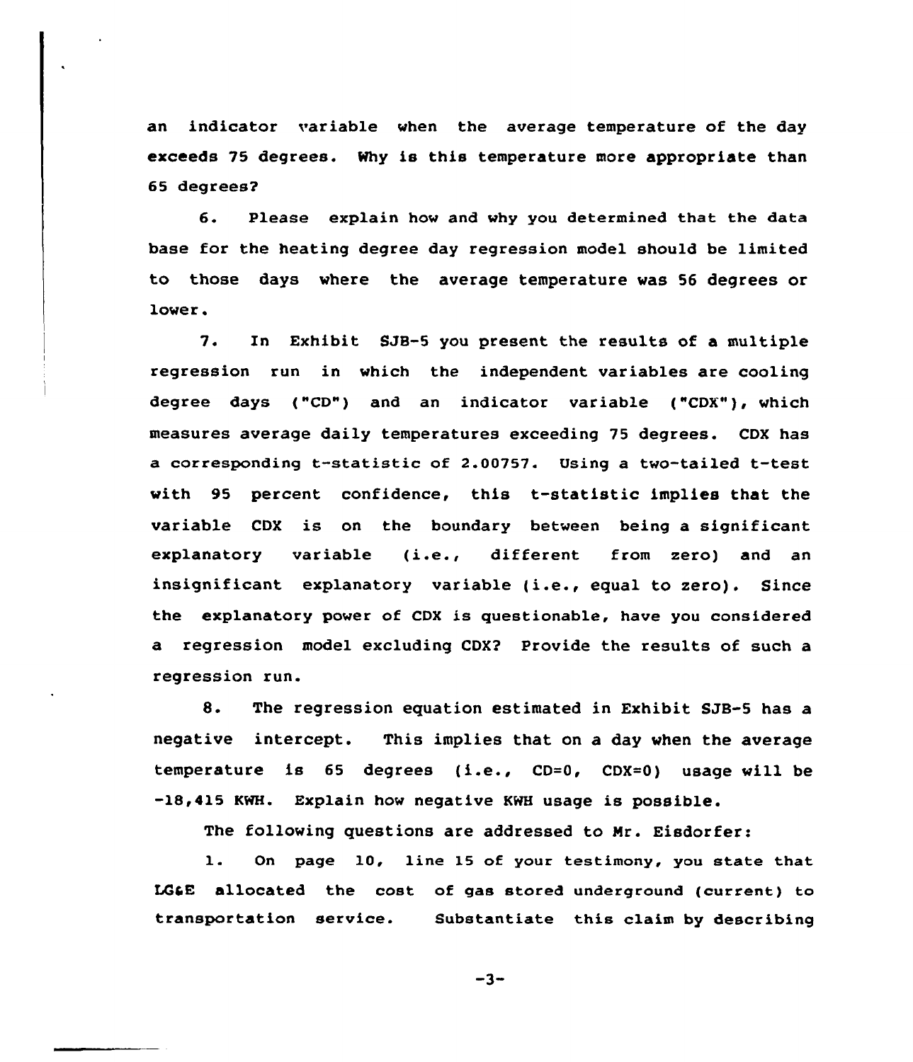an indicator variable when the average temperature of the day exceeds 75 degrees. Why is this temperature more appropriate than 65 degrees?

6. Please explain how and why you determined that the data base for the heating degree day regression model should be limited to those days where the average temperature was 56 degrees or lower.

7. In Exhibit SJB-5 you present the results of a multiple regression run in which the independent variables are cooling degree days ("CD") and an indicator variable ("CDX"), which measures average daily temperatures exceeding 75 degrees. CDX has a corresponding t-statistic of 2.00757. Using a two-tailed t-test with 95 percent confidence, this t-statistic implies that the variable CDX is on the boundary between being a significant explanatory variable (i.e., different from zero) and an insignificant explanatory variable (i.e., equal to zero). Since the explanatory power of CDX is questionable, have you considered a regression model excluding CDX? Provide the results of such a regression run.

8. The regression equation estimated in Exhibit SJB-5 has a negative intercept. This implies that on a day when the average temperature is 65 degrees (i.e., CD=0, CDX=0) usage will be -18,415 KWH. Explain how negative KWH usage is possible.

The following questions are addressed to Mr. Eisdorfer:

1. On page 10, line 15 of your testimony, you state that LG&E allocated the cost of gas stored underground (current) to transportation service. Substantiate this claim by describing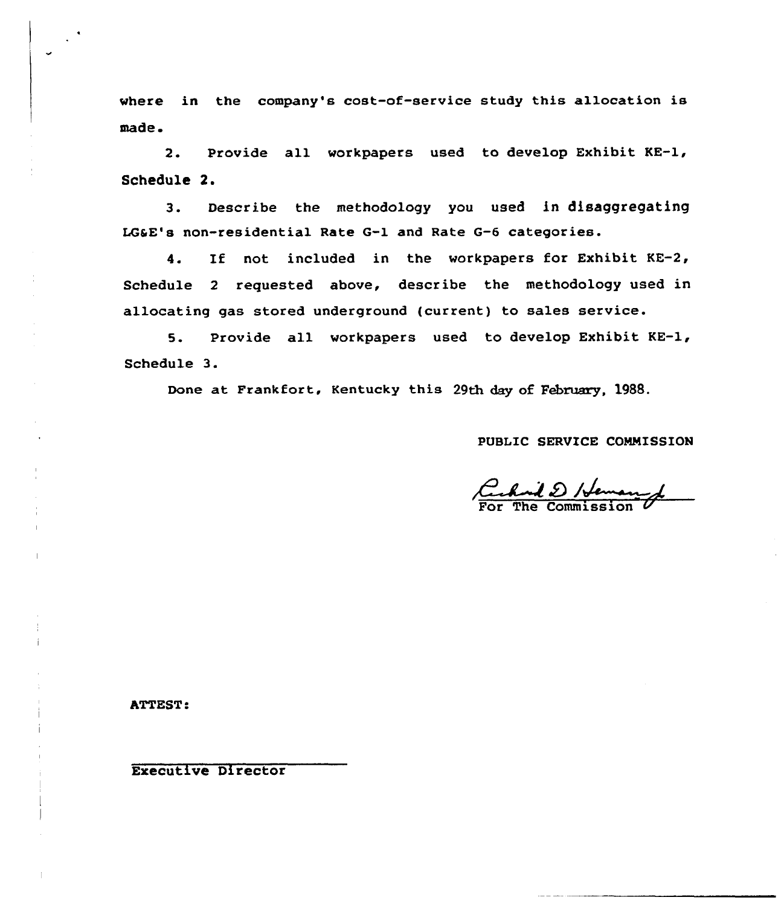where in the company's cost-of-service study this allocation is made.

2. Provide all workpapers used to develop Exhibit KE-1, Schedule 2.

3. Describe the methodology you used in disaggregating LG&E's non-residential Rate G-1 and Rate G-6 categories.

4. If not included in the workpapers for Exhibit KE-2, Schedule 2 requested above, describe the methodology used in allocating gas stored underground (current) to sales service.

5. Provide all workpapers used to develop Exhibit KE-1, Schedule 3.

Done at Frankfort, Kentucky this 29th day of February, 1988.

PUBLIC SERVICE COMMISSION

For The Commission

ATTEST:

Executive Director